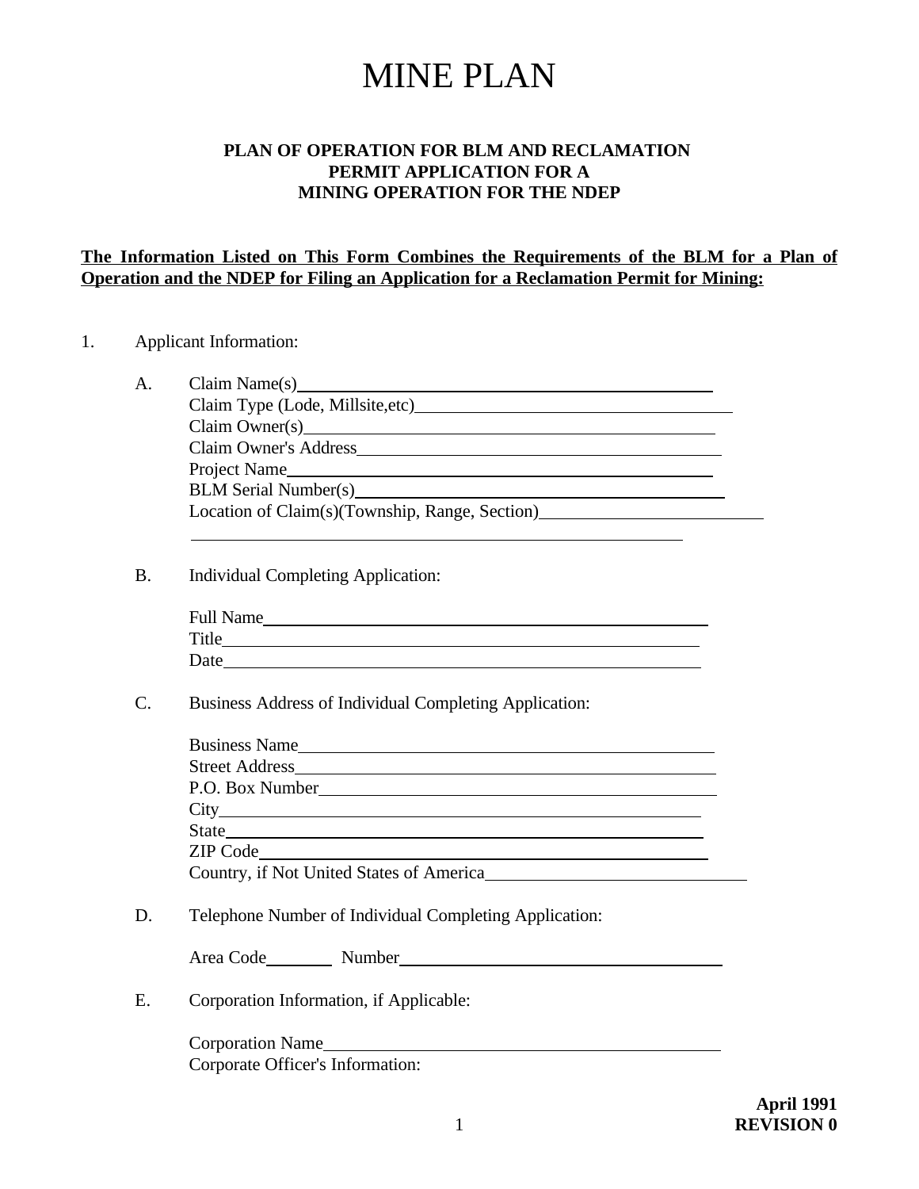# MINE PLAN

**PLAN OF OPERATION FOR BLM AND RECLAMATION PERMIT APPLICATION FOR A MINING OPERATION FOR THE NDEP**

**The Information Listed on This Form Combines the Requirements of the BLM for a Plan of Operation and the NDEP for Filing an Application for a Reclamation Permit for Mining:**

1. Applicant Information:

   A. Claim Name(s)\_\_\_\_\_\_\_\_\_\_\_\_\_\_\_\_\_\_\_\_\_\_\_\_\_\_\_\_\_\_\_\_\_\_\_\_\_\_\_\_\_\_\_\_
   Claim Type (Lode, Millsite,etc)\_\_\_\_\_\_\_\_\_\_\_\_\_\_\_\_\_\_\_\_\_\_\_\_\_\_\_\_\_\_\_\_\_\_
   Claim Owner(s)\_\_\_\_\_\_\_\_\_\_\_\_\_\_\_\_\_\_\_\_\_\_\_\_\_\_\_\_\_\_\_\_\_\_\_\_\_\_\_\_\_\_\_\_
   Claim Owner's Address\_\_\_\_\_\_\_\_\_\_\_\_\_\_\_\_\_\_\_\_\_\_\_\_\_\_\_\_\_\_\_\_\_\_\_\_\_\_\_\_
   Project Name\_\_\_\_\_\_\_\_\_\_\_\_\_\_\_\_\_\_\_\_\_\_\_\_\_\_\_\_\_\_\_\_\_\_\_\_\_\_\_\_\_\_\_\_\_\_\_
   BLM Serial Number(s)\_\_\_\_\_\_\_\_\_\_\_\_\_\_\_\_\_\_\_\_\_\_\_\_\_\_\_\_\_\_\_\_\_\_\_\_\_\_\_\_\_
   Location of Claim(s)(Township, Range, Section)\_\_\_\_\_\_\_\_\_\_\_\_\_\_\_\_\_\_\_\_\_\_\_
   \_\_\_\_\_\_\_\_\_\_\_\_\_\_\_\_\_\_\_\_\_\_\_\_\_\_\_\_\_\_\_\_\_\_\_\_\_\_\_\_\_\_\_\_\_\_\_\_\_\_\_\_\_\_\_

   B. Individual Completing Application:

   Full Name\_\_\_\_\_\_\_\_\_\_\_\_\_\_\_\_\_\_\_\_\_\_\_\_\_\_\_\_\_\_\_\_\_\_\_\_\_\_\_\_\_\_\_\_\_\_\_\_\_\_
   Title\_\_\_\_\_\_\_\_\_\_\_\_\_\_\_\_\_\_\_\_\_\_\_\_\_\_\_\_\_\_\_\_\_\_\_\_\_\_\_\_\_\_\_\_\_\_\_\_\_\_\_\_\_\_
   Date\_\_\_\_\_\_\_\_\_\_\_\_\_\_\_\_\_\_\_\_\_\_\_\_\_\_\_\_\_\_\_\_\_\_\_\_\_\_\_\_\_\_\_\_\_\_\_\_\_\_\_\_\_\_

   C. Business Address of Individual Completing Application:

   Business Name\_\_\_\_\_\_\_\_\_\_\_\_\_\_\_\_\_\_\_\_\_\_\_\_\_\_\_\_\_\_\_\_\_\_\_\_\_\_\_\_\_\_\_\_\_\_
   Street Address\_\_\_\_\_\_\_\_\_\_\_\_\_\_\_\_\_\_\_\_\_\_\_\_\_\_\_\_\_\_\_\_\_\_\_\_\_\_\_\_\_\_\_\_\_\_\_
   P.O. Box Number\_\_\_\_\_\_\_\_\_\_\_\_\_\_\_\_\_\_\_\_\_\_\_\_\_\_\_\_\_\_\_\_\_\_\_\_\_\_\_\_\_\_\_\_
   City\_\_\_\_\_\_\_\_\_\_\_\_\_\_\_\_\_\_\_\_\_\_\_\_\_\_\_\_\_\_\_\_\_\_\_\_\_\_\_\_\_\_\_\_\_\_\_\_\_\_\_\_\_\_\_
   State\_\_\_\_\_\_\_\_\_\_\_\_\_\_\_\_\_\_\_\_\_\_\_\_\_\_\_\_\_\_\_\_\_\_\_\_\_\_\_\_\_\_\_\_\_\_\_\_\_\_\_\_\_\_
   ZIP Code\_\_\_\_\_\_\_\_\_\_\_\_\_\_\_\_\_\_\_\_\_\_\_\_\_\_\_\_\_\_\_\_\_\_\_\_\_\_\_\_\_\_\_\_\_\_\_\_\_\_\_
   Country, if Not United States of America\_\_\_\_\_\_\_\_\_\_\_\_\_\_\_\_\_\_\_\_\_\_\_\_\_\_\_\_

   D. Telephone Number of Individual Completing Application:

   Area Code\_\_\_\_\_\_\_\_ Number\_\_\_\_\_\_\_\_\_\_\_\_\_\_\_\_\_\_\_\_\_\_\_\_\_\_\_\_\_\_\_\_\_\_\_\_\_\_

   E. Corporation Information, if Applicable:

   Corporation Name\_\_\_\_\_\_\_\_\_\_\_\_\_\_\_\_\_\_\_\_\_\_\_\_\_\_\_\_\_\_\_\_\_\_\_\_\_\_\_\_\_\_\_\_
   Corporate Officer's Information:

**April 1991**
**REVISION 0**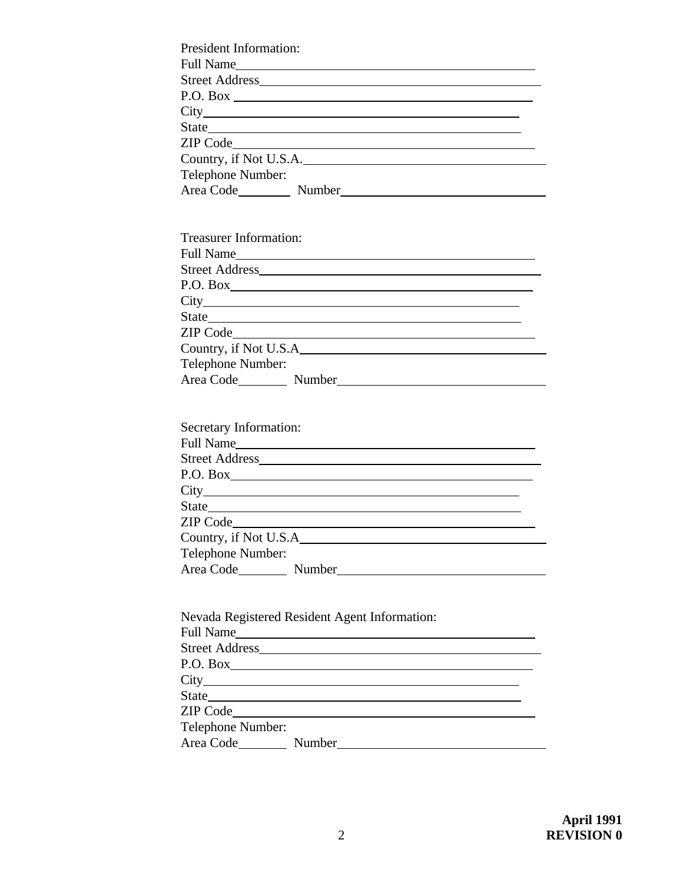President Information:
Full Name\_\_\_\_\_\_\_\_\_\_\_\_\_\_\_\_\_\_\_\_\_\_\_\_\_\_\_\_\_\_\_\_\_\_\_\_\_\_\_\_\_\_\_\_
Street Address\_\_\_\_\_\_\_\_\_\_\_\_\_\_\_\_\_\_\_\_\_\_\_\_\_\_\_\_\_\_\_\_\_\_\_\_\_\_\_\_\_\_
P.O. Box \_\_\_\_\_\_\_\_\_\_\_\_\_\_\_\_\_\_\_\_\_\_\_\_\_\_\_\_\_\_\_\_\_\_\_\_\_\_\_\_\_\_\_\_\_
City\_\_\_\_\_\_\_\_\_\_\_\_\_\_\_\_\_\_\_\_\_\_\_\_\_\_\_\_\_\_\_\_\_\_\_\_\_\_\_\_\_\_\_\_\_\_\_
State\_\_\_\_\_\_\_\_\_\_\_\_\_\_\_\_\_\_\_\_\_\_\_\_\_\_\_\_\_\_\_\_\_\_\_\_\_\_\_\_\_\_\_\_\_\_
ZIP Code\_\_\_\_\_\_\_\_\_\_\_\_\_\_\_\_\_\_\_\_\_\_\_\_\_\_\_\_\_\_\_\_\_\_\_\_\_\_\_\_\_\_\_\_
Country, if Not U.S.A.\_\_\_\_\_\_\_\_\_\_\_\_\_\_\_\_\_\_\_\_\_\_\_\_\_\_\_\_\_\_\_\_\_\_\_\_
Telephone Number:
Area Code\_\_\_\_\_\_\_\_ Number\_\_\_\_\_\_\_\_\_\_\_\_\_\_\_\_\_\_\_\_\_\_\_\_\_\_\_\_\_\_

Treasurer Information:
Full Name\_\_\_\_\_\_\_\_\_\_\_\_\_\_\_\_\_\_\_\_\_\_\_\_\_\_\_\_\_\_\_\_\_\_\_\_\_\_\_\_\_\_\_\_
Street Address\_\_\_\_\_\_\_\_\_\_\_\_\_\_\_\_\_\_\_\_\_\_\_\_\_\_\_\_\_\_\_\_\_\_\_\_\_\_\_\_\_\_
P.O. Box\_\_\_\_\_\_\_\_\_\_\_\_\_\_\_\_\_\_\_\_\_\_\_\_\_\_\_\_\_\_\_\_\_\_\_\_\_\_\_\_\_\_\_\_\_
City\_\_\_\_\_\_\_\_\_\_\_\_\_\_\_\_\_\_\_\_\_\_\_\_\_\_\_\_\_\_\_\_\_\_\_\_\_\_\_\_\_\_\_\_\_\_\_
State\_\_\_\_\_\_\_\_\_\_\_\_\_\_\_\_\_\_\_\_\_\_\_\_\_\_\_\_\_\_\_\_\_\_\_\_\_\_\_\_\_\_\_\_\_\_
ZIP Code\_\_\_\_\_\_\_\_\_\_\_\_\_\_\_\_\_\_\_\_\_\_\_\_\_\_\_\_\_\_\_\_\_\_\_\_\_\_\_\_\_\_\_\_
Country, if Not U.S.A\_\_\_\_\_\_\_\_\_\_\_\_\_\_\_\_\_\_\_\_\_\_\_\_\_\_\_\_\_\_\_\_\_\_\_\_
Telephone Number:
Area Code\_\_\_\_\_\_\_\_ Number\_\_\_\_\_\_\_\_\_\_\_\_\_\_\_\_\_\_\_\_\_\_\_\_\_\_\_\_\_\_

Secretary Information:
Full Name\_\_\_\_\_\_\_\_\_\_\_\_\_\_\_\_\_\_\_\_\_\_\_\_\_\_\_\_\_\_\_\_\_\_\_\_\_\_\_\_\_\_\_\_
Street Address\_\_\_\_\_\_\_\_\_\_\_\_\_\_\_\_\_\_\_\_\_\_\_\_\_\_\_\_\_\_\_\_\_\_\_\_\_\_\_\_\_\_
P.O. Box\_\_\_\_\_\_\_\_\_\_\_\_\_\_\_\_\_\_\_\_\_\_\_\_\_\_\_\_\_\_\_\_\_\_\_\_\_\_\_\_\_\_\_\_\_
City\_\_\_\_\_\_\_\_\_\_\_\_\_\_\_\_\_\_\_\_\_\_\_\_\_\_\_\_\_\_\_\_\_\_\_\_\_\_\_\_\_\_\_\_\_\_\_
State\_\_\_\_\_\_\_\_\_\_\_\_\_\_\_\_\_\_\_\_\_\_\_\_\_\_\_\_\_\_\_\_\_\_\_\_\_\_\_\_\_\_\_\_\_\_
ZIP Code\_\_\_\_\_\_\_\_\_\_\_\_\_\_\_\_\_\_\_\_\_\_\_\_\_\_\_\_\_\_\_\_\_\_\_\_\_\_\_\_\_\_\_\_
Country, if Not U.S.A\_\_\_\_\_\_\_\_\_\_\_\_\_\_\_\_\_\_\_\_\_\_\_\_\_\_\_\_\_\_\_\_\_\_\_\_
Telephone Number:
Area Code\_\_\_\_\_\_\_\_ Number\_\_\_\_\_\_\_\_\_\_\_\_\_\_\_\_\_\_\_\_\_\_\_\_\_\_\_\_\_\_

Nevada Registered Resident Agent Information:
Full Name\_\_\_\_\_\_\_\_\_\_\_\_\_\_\_\_\_\_\_\_\_\_\_\_\_\_\_\_\_\_\_\_\_\_\_\_\_\_\_\_\_\_\_\_
Street Address\_\_\_\_\_\_\_\_\_\_\_\_\_\_\_\_\_\_\_\_\_\_\_\_\_\_\_\_\_\_\_\_\_\_\_\_\_\_\_\_\_\_
P.O. Box\_\_\_\_\_\_\_\_\_\_\_\_\_\_\_\_\_\_\_\_\_\_\_\_\_\_\_\_\_\_\_\_\_\_\_\_\_\_\_\_\_\_\_\_\_
City\_\_\_\_\_\_\_\_\_\_\_\_\_\_\_\_\_\_\_\_\_\_\_\_\_\_\_\_\_\_\_\_\_\_\_\_\_\_\_\_\_\_\_\_\_\_\_
State\_\_\_\_\_\_\_\_\_\_\_\_\_\_\_\_\_\_\_\_\_\_\_\_\_\_\_\_\_\_\_\_\_\_\_\_\_\_\_\_\_\_\_\_\_\_
ZIP Code\_\_\_\_\_\_\_\_\_\_\_\_\_\_\_\_\_\_\_\_\_\_\_\_\_\_\_\_\_\_\_\_\_\_\_\_\_\_\_\_\_\_\_\_
Telephone Number:
Area Code\_\_\_\_\_\_\_\_ Number\_\_\_\_\_\_\_\_\_\_\_\_\_\_\_\_\_\_\_\_\_\_\_\_\_\_\_\_\_\_

**April 1991**
**REVISION 0**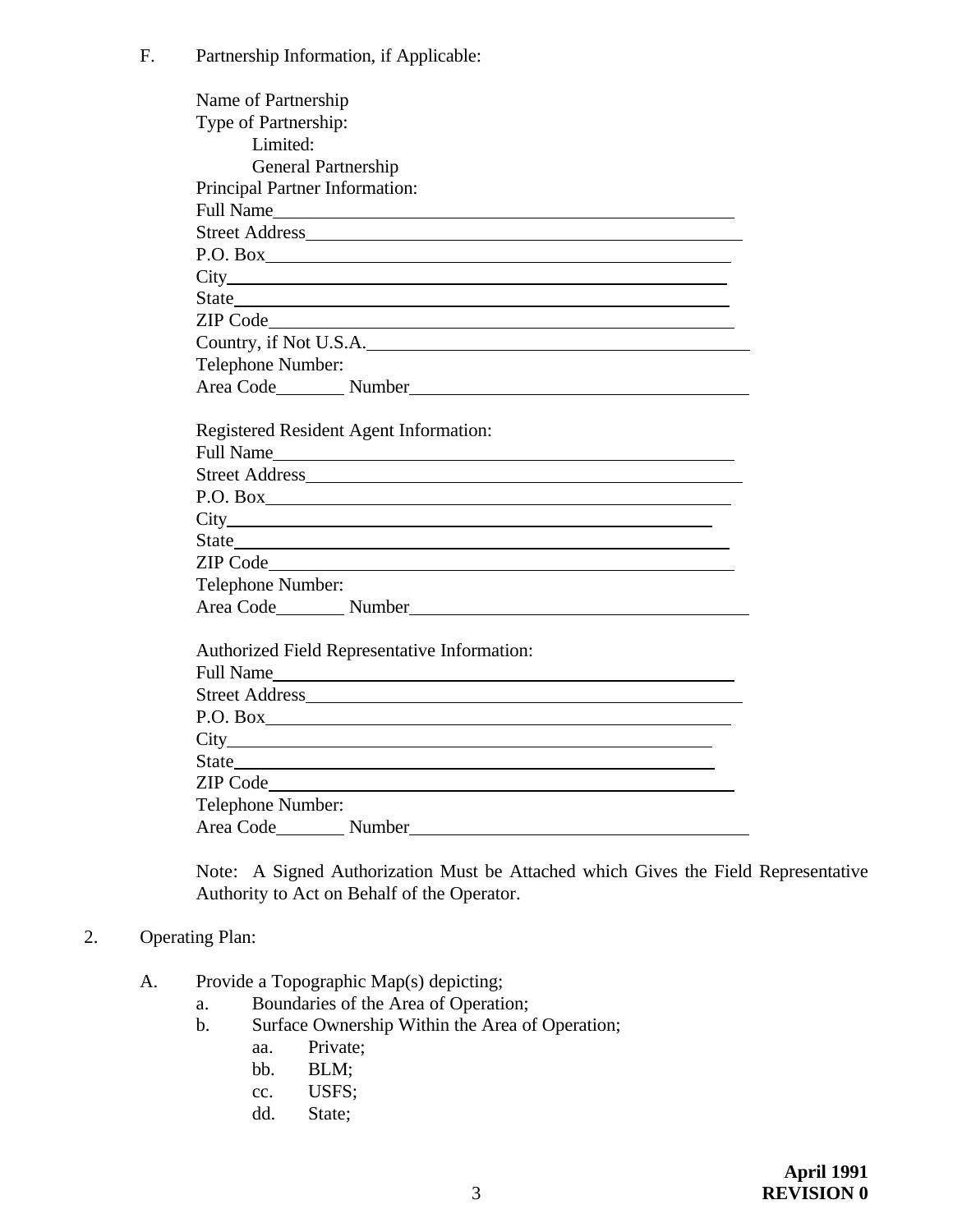F. Partnership Information, if Applicable:

Name of Partnership
Type of Partnership:
Limited:
General Partnership
Principal Partner Information:
Full Name\_\_\_\_\_\_\_\_\_\_\_\_\_\_\_\_\_\_\_\_\_\_\_\_\_\_\_\_\_\_\_\_\_\_\_\_\_\_\_\_
Street Address\_\_\_\_\_\_\_\_\_\_\_\_\_\_\_\_\_\_\_\_\_\_\_\_\_\_\_\_\_\_\_\_\_\_\_\_\_\_
P.O. Box\_\_\_\_\_\_\_\_\_\_\_\_\_\_\_\_\_\_\_\_\_\_\_\_\_\_\_\_\_\_\_\_\_\_\_\_\_\_\_\_\_
City\_\_\_\_\_\_\_\_\_\_\_\_\_\_\_\_\_\_\_\_\_\_\_\_\_\_\_\_\_\_\_\_\_\_\_\_\_\_\_\_\_\_\_\_
State\_\_\_\_\_\_\_\_\_\_\_\_\_\_\_\_\_\_\_\_\_\_\_\_\_\_\_\_\_\_\_\_\_\_\_\_\_\_\_\_\_\_\_
ZIP Code\_\_\_\_\_\_\_\_\_\_\_\_\_\_\_\_\_\_\_\_\_\_\_\_\_\_\_\_\_\_\_\_\_\_\_\_\_\_\_\_\_
Country, if Not U.S.A.\_\_\_\_\_\_\_\_\_\_\_\_\_\_\_\_\_\_\_\_\_\_\_\_\_\_\_\_\_\_\_\_\_\_
Telephone Number:
Area Code\_\_\_\_\_\_\_ Number\_\_\_\_\_\_\_\_\_\_\_\_\_\_\_\_\_\_\_\_\_\_\_\_\_\_\_\_\_\_\_

Registered Resident Agent Information:
Full Name\_\_\_\_\_\_\_\_\_\_\_\_\_\_\_\_\_\_\_\_\_\_\_\_\_\_\_\_\_\_\_\_\_\_\_\_\_\_\_\_
Street Address\_\_\_\_\_\_\_\_\_\_\_\_\_\_\_\_\_\_\_\_\_\_\_\_\_\_\_\_\_\_\_\_\_\_\_\_\_\_
P.O. Box\_\_\_\_\_\_\_\_\_\_\_\_\_\_\_\_\_\_\_\_\_\_\_\_\_\_\_\_\_\_\_\_\_\_\_\_\_\_\_\_\_
City\_\_\_\_\_\_\_\_\_\_\_\_\_\_\_\_\_\_\_\_\_\_\_\_\_\_\_\_\_\_\_\_\_\_\_\_\_\_\_\_\_\_\_\_
State\_\_\_\_\_\_\_\_\_\_\_\_\_\_\_\_\_\_\_\_\_\_\_\_\_\_\_\_\_\_\_\_\_\_\_\_\_\_\_\_\_\_\_
ZIP Code\_\_\_\_\_\_\_\_\_\_\_\_\_\_\_\_\_\_\_\_\_\_\_\_\_\_\_\_\_\_\_\_\_\_\_\_\_\_\_\_\_
Telephone Number:
Area Code\_\_\_\_\_\_\_ Number\_\_\_\_\_\_\_\_\_\_\_\_\_\_\_\_\_\_\_\_\_\_\_\_\_\_\_\_\_\_\_

Authorized Field Representative Information:
Full Name\_\_\_\_\_\_\_\_\_\_\_\_\_\_\_\_\_\_\_\_\_\_\_\_\_\_\_\_\_\_\_\_\_\_\_\_\_\_\_\_
Street Address\_\_\_\_\_\_\_\_\_\_\_\_\_\_\_\_\_\_\_\_\_\_\_\_\_\_\_\_\_\_\_\_\_\_\_\_\_\_
P.O. Box\_\_\_\_\_\_\_\_\_\_\_\_\_\_\_\_\_\_\_\_\_\_\_\_\_\_\_\_\_\_\_\_\_\_\_\_\_\_\_\_\_
City\_\_\_\_\_\_\_\_\_\_\_\_\_\_\_\_\_\_\_\_\_\_\_\_\_\_\_\_\_\_\_\_\_\_\_\_\_\_\_\_\_\_\_\_
State\_\_\_\_\_\_\_\_\_\_\_\_\_\_\_\_\_\_\_\_\_\_\_\_\_\_\_\_\_\_\_\_\_\_\_\_\_\_\_\_\_\_\_
ZIP Code\_\_\_\_\_\_\_\_\_\_\_\_\_\_\_\_\_\_\_\_\_\_\_\_\_\_\_\_\_\_\_\_\_\_\_\_\_\_\_\_\_
Telephone Number:
Area Code\_\_\_\_\_\_\_ Number\_\_\_\_\_\_\_\_\_\_\_\_\_\_\_\_\_\_\_\_\_\_\_\_\_\_\_\_\_\_\_

Note: A Signed Authorization Must be Attached which Gives the Field Representative Authority to Act on Behalf of the Operator.

2. Operating Plan:

A. Provide a Topographic Map(s) depicting;
  a. Boundaries of the Area of Operation;
  b. Surface Ownership Within the Area of Operation;
    aa. Private;
    bb. BLM;
    cc. USFS;
    dd. State;

**April 1991**
**REVISION 0**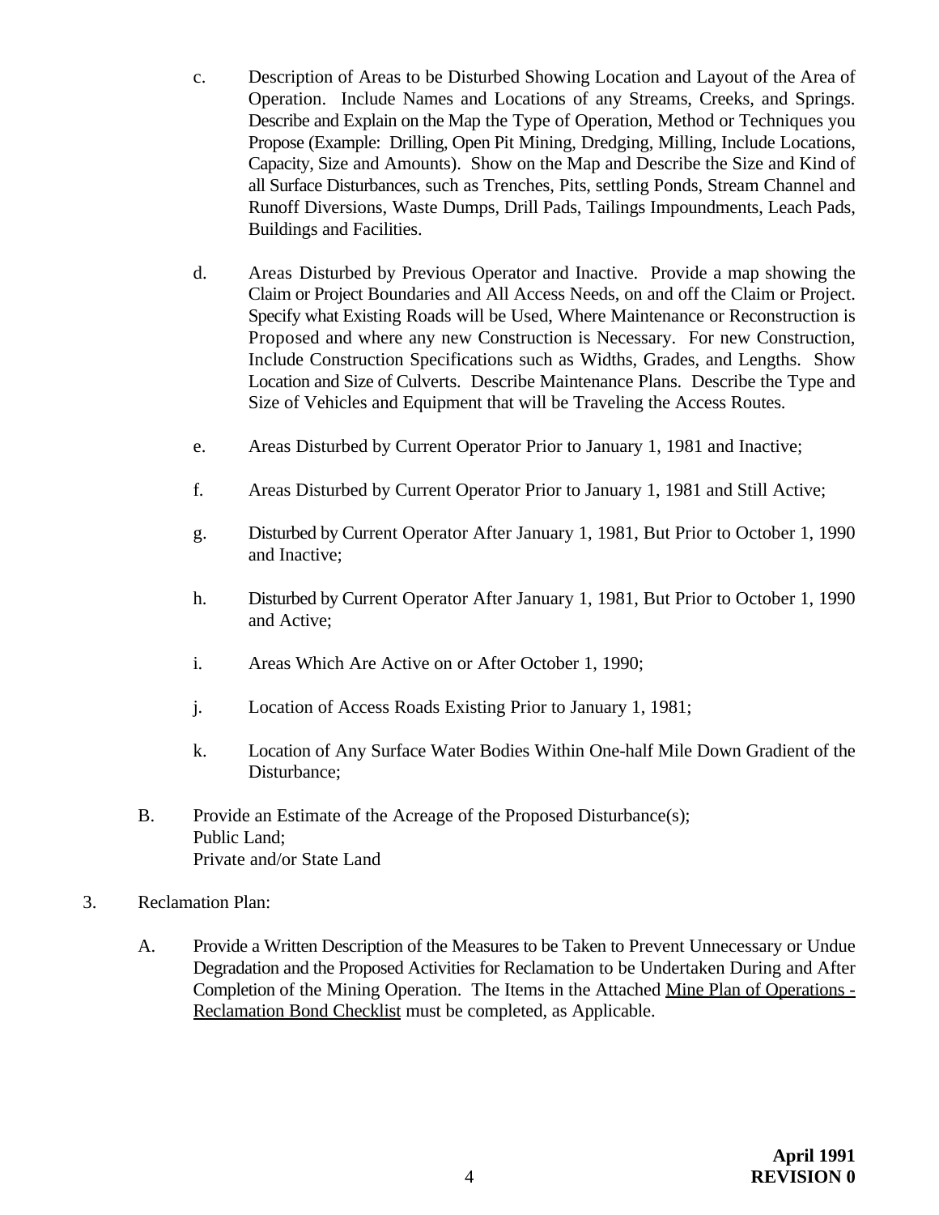c. Description of Areas to be Disturbed Showing Location and Layout of the Area of Operation. Include Names and Locations of any Streams, Creeks, and Springs. Describe and Explain on the Map the Type of Operation, Method or Techniques you Propose (Example: Drilling, Open Pit Mining, Dredging, Milling, Include Locations, Capacity, Size and Amounts). Show on the Map and Describe the Size and Kind of all Surface Disturbances, such as Trenches, Pits, settling Ponds, Stream Channel and Runoff Diversions, Waste Dumps, Drill Pads, Tailings Impoundments, Leach Pads, Buildings and Facilities.

d. Areas Disturbed by Previous Operator and Inactive. Provide a map showing the Claim or Project Boundaries and All Access Needs, on and off the Claim or Project. Specify what Existing Roads will be Used, Where Maintenance or Reconstruction is Proposed and where any new Construction is Necessary. For new Construction, Include Construction Specifications such as Widths, Grades, and Lengths. Show Location and Size of Culverts. Describe Maintenance Plans. Describe the Type and Size of Vehicles and Equipment that will be Traveling the Access Routes.

e. Areas Disturbed by Current Operator Prior to January 1, 1981 and Inactive;

f. Areas Disturbed by Current Operator Prior to January 1, 1981 and Still Active;

g. Disturbed by Current Operator After January 1, 1981, But Prior to October 1, 1990 and Inactive;

h. Disturbed by Current Operator After January 1, 1981, But Prior to October 1, 1990 and Active;

i. Areas Which Are Active on or After October 1, 1990;

j. Location of Access Roads Existing Prior to January 1, 1981;

k. Location of Any Surface Water Bodies Within One-half Mile Down Gradient of the Disturbance;

B. Provide an Estimate of the Acreage of the Proposed Disturbance(s);
Public Land;
Private and/or State Land

3. Reclamation Plan:

A. Provide a Written Description of the Measures to be Taken to Prevent Unnecessary or Undue Degradation and the Proposed Activities for Reclamation to be Undertaken During and After Completion of the Mining Operation. The Items in the Attached Mine Plan of Operations - Reclamation Bond Checklist must be completed, as Applicable.

**April 1991**
**REVISION 0**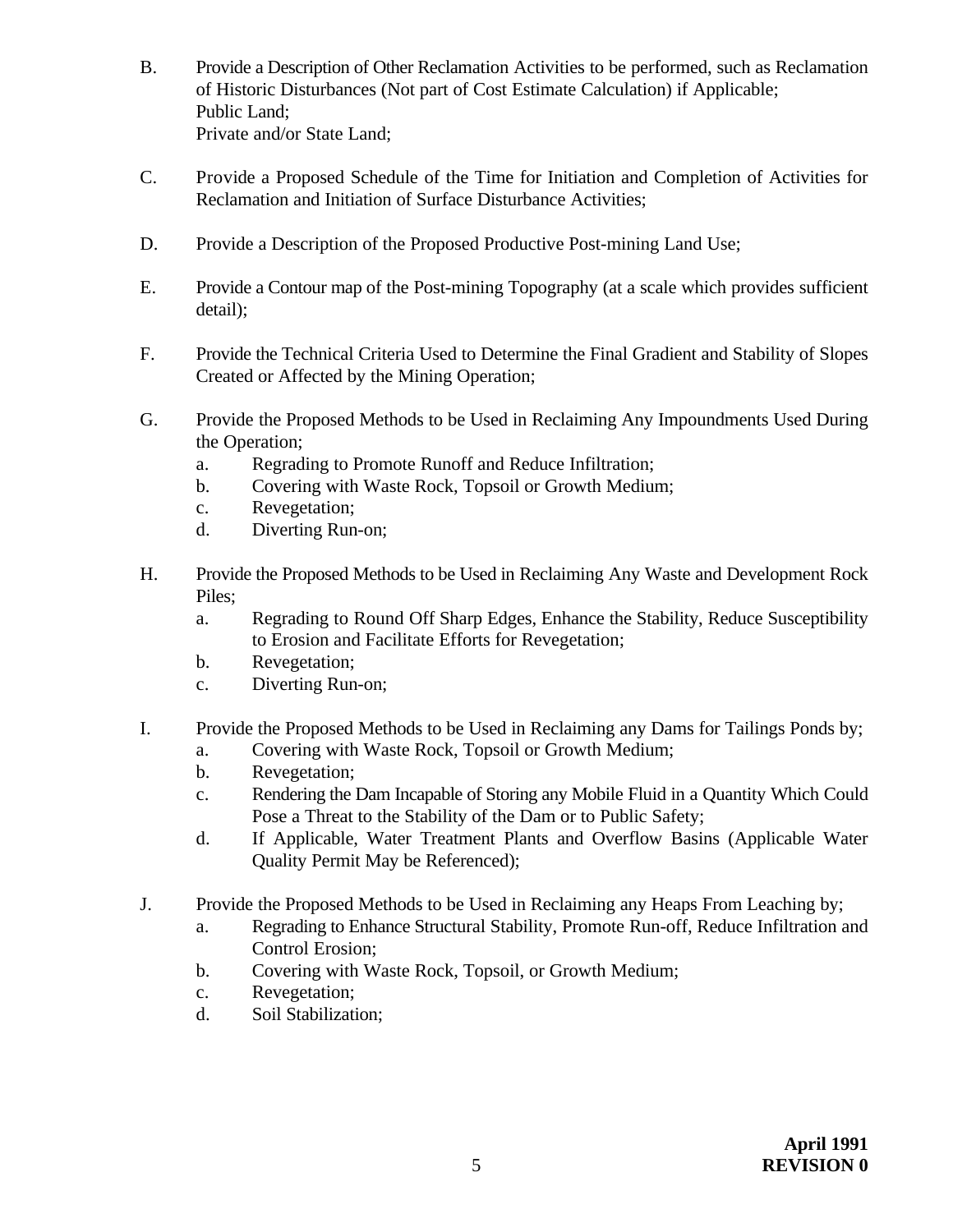B. Provide a Description of Other Reclamation Activities to be performed, such as Reclamation of Historic Disturbances (Not part of Cost Estimate Calculation) if Applicable;
Public Land;
Private and/or State Land;

C. Provide a Proposed Schedule of the Time for Initiation and Completion of Activities for Reclamation and Initiation of Surface Disturbance Activities;

D. Provide a Description of the Proposed Productive Post-mining Land Use;

E. Provide a Contour map of the Post-mining Topography (at a scale which provides sufficient detail);

F. Provide the Technical Criteria Used to Determine the Final Gradient and Stability of Slopes Created or Affected by the Mining Operation;

G. Provide the Proposed Methods to be Used in Reclaiming Any Impoundments Used During the Operation;
   a. Regrading to Promote Runoff and Reduce Infiltration;
   b. Covering with Waste Rock, Topsoil or Growth Medium;
   c. Revegetation;
   d. Diverting Run-on;

H. Provide the Proposed Methods to be Used in Reclaiming Any Waste and Development Rock Piles;
   a. Regrading to Round Off Sharp Edges, Enhance the Stability, Reduce Susceptibility to Erosion and Facilitate Efforts for Revegetation;
   b. Revegetation;
   c. Diverting Run-on;

I. Provide the Proposed Methods to be Used in Reclaiming any Dams for Tailings Ponds by;
   a. Covering with Waste Rock, Topsoil or Growth Medium;
   b. Revegetation;
   c. Rendering the Dam Incapable of Storing any Mobile Fluid in a Quantity Which Could Pose a Threat to the Stability of the Dam or to Public Safety;
   d. If Applicable, Water Treatment Plants and Overflow Basins (Applicable Water Quality Permit May be Referenced);

J. Provide the Proposed Methods to be Used in Reclaiming any Heaps From Leaching by;
   a. Regrading to Enhance Structural Stability, Promote Run-off, Reduce Infiltration and Control Erosion;
   b. Covering with Waste Rock, Topsoil, or Growth Medium;
   c. Revegetation;
   d. Soil Stabilization;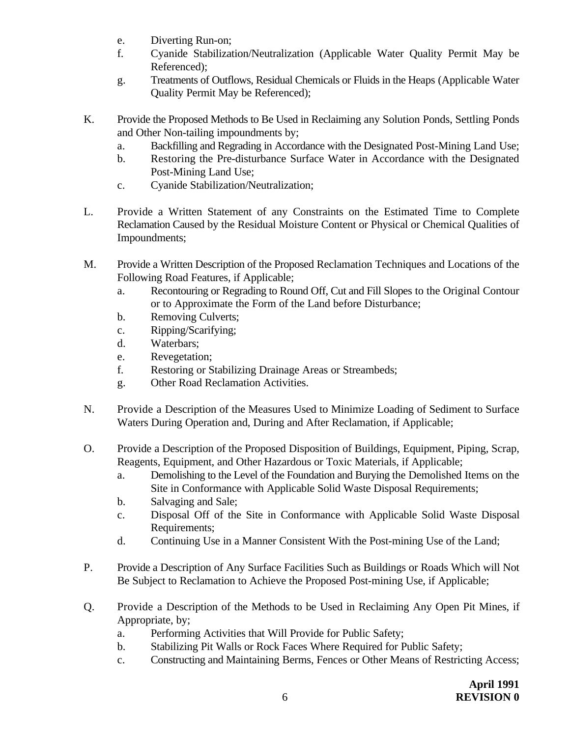e. Diverting Run-on;
  f. Cyanide Stabilization/Neutralization (Applicable Water Quality Permit May be Referenced);
  g. Treatments of Outflows, Residual Chemicals or Fluids in the Heaps (Applicable Water Quality Permit May be Referenced);

K. Provide the Proposed Methods to Be Used in Reclaiming any Solution Ponds, Settling Ponds and Other Non-tailing impoundments by;
  a. Backfilling and Regrading in Accordance with the Designated Post-Mining Land Use;
  b. Restoring the Pre-disturbance Surface Water in Accordance with the Designated Post-Mining Land Use;
  c. Cyanide Stabilization/Neutralization;

L. Provide a Written Statement of any Constraints on the Estimated Time to Complete Reclamation Caused by the Residual Moisture Content or Physical or Chemical Qualities of Impoundments;

M. Provide a Written Description of the Proposed Reclamation Techniques and Locations of the Following Road Features, if Applicable;
  a. Recontouring or Regrading to Round Off, Cut and Fill Slopes to the Original Contour or to Approximate the Form of the Land before Disturbance;
  b. Removing Culverts;
  c. Ripping/Scarifying;
  d. Waterbars;
  e. Revegetation;
  f. Restoring or Stabilizing Drainage Areas or Streambeds;
  g. Other Road Reclamation Activities.

N. Provide a Description of the Measures Used to Minimize Loading of Sediment to Surface Waters During Operation and, During and After Reclamation, if Applicable;

O. Provide a Description of the Proposed Disposition of Buildings, Equipment, Piping, Scrap, Reagents, Equipment, and Other Hazardous or Toxic Materials, if Applicable;
  a. Demolishing to the Level of the Foundation and Burying the Demolished Items on the Site in Conformance with Applicable Solid Waste Disposal Requirements;
  b. Salvaging and Sale;
  c. Disposal Off of the Site in Conformance with Applicable Solid Waste Disposal Requirements;
  d. Continuing Use in a Manner Consistent With the Post-mining Use of the Land;

P. Provide a Description of Any Surface Facilities Such as Buildings or Roads Which will Not Be Subject to Reclamation to Achieve the Proposed Post-mining Use, if Applicable;

Q. Provide a Description of the Methods to be Used in Reclaiming Any Open Pit Mines, if Appropriate, by;
  a. Performing Activities that Will Provide for Public Safety;
  b. Stabilizing Pit Walls or Rock Faces Where Required for Public Safety;
  c. Constructing and Maintaining Berms, Fences or Other Means of Restricting Access;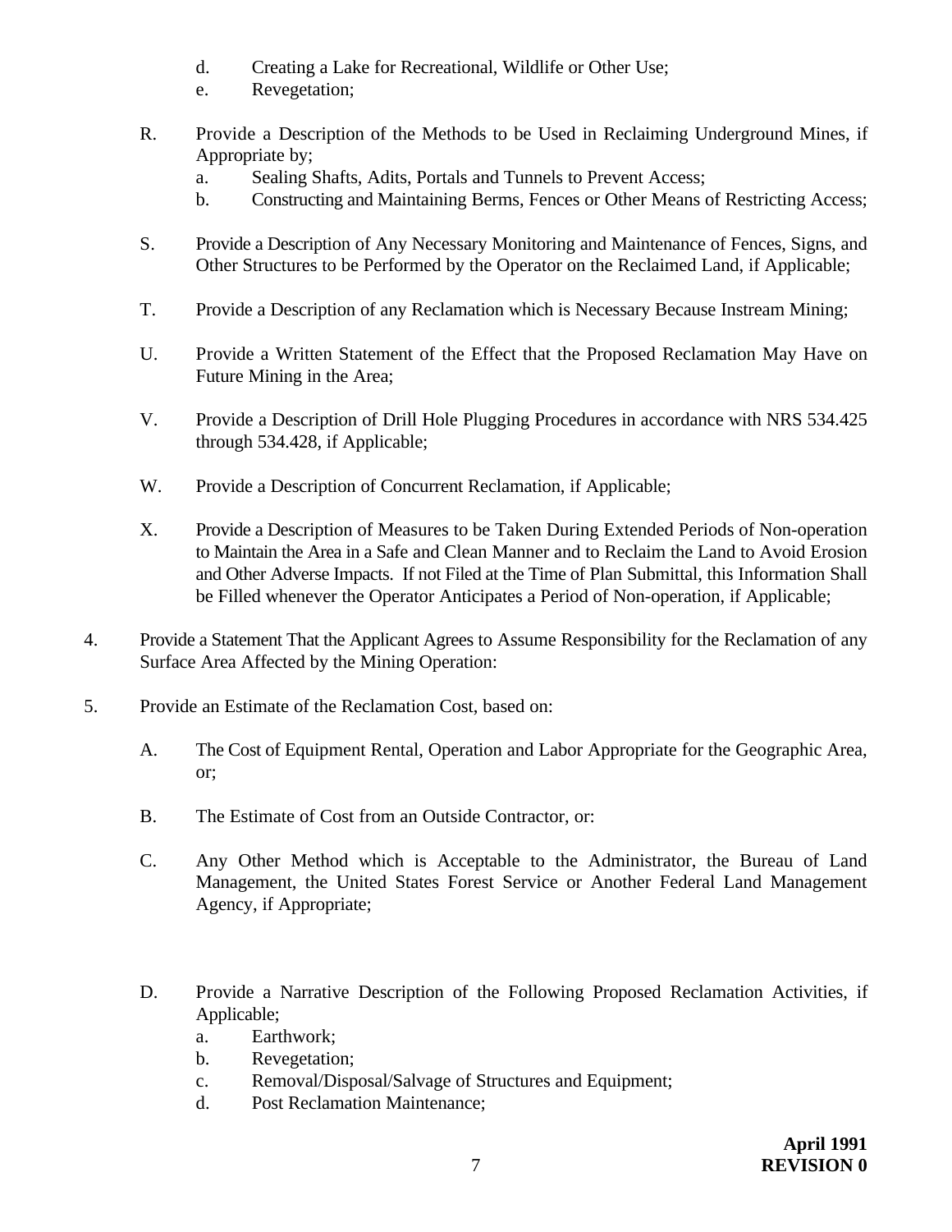d. Creating a Lake for Recreational, Wildlife or Other Use;
    e. Revegetation;

R. Provide a Description of the Methods to be Used in Reclaiming Underground Mines, if Appropriate by;
    a. Sealing Shafts, Adits, Portals and Tunnels to Prevent Access;
    b. Constructing and Maintaining Berms, Fences or Other Means of Restricting Access;

S. Provide a Description of Any Necessary Monitoring and Maintenance of Fences, Signs, and Other Structures to be Performed by the Operator on the Reclaimed Land, if Applicable;

T. Provide a Description of any Reclamation which is Necessary Because Instream Mining;

U. Provide a Written Statement of the Effect that the Proposed Reclamation May Have on Future Mining in the Area;

V. Provide a Description of Drill Hole Plugging Procedures in accordance with NRS 534.425 through 534.428, if Applicable;

W. Provide a Description of Concurrent Reclamation, if Applicable;

X. Provide a Description of Measures to be Taken During Extended Periods of Non-operation to Maintain the Area in a Safe and Clean Manner and to Reclaim the Land to Avoid Erosion and Other Adverse Impacts. If not Filed at the Time of Plan Submittal, this Information Shall be Filled whenever the Operator Anticipates a Period of Non-operation, if Applicable;

4. Provide a Statement That the Applicant Agrees to Assume Responsibility for the Reclamation of any Surface Area Affected by the Mining Operation:

5. Provide an Estimate of the Reclamation Cost, based on:

    A. The Cost of Equipment Rental, Operation and Labor Appropriate for the Geographic Area, or;

    B. The Estimate of Cost from an Outside Contractor, or:

    C. Any Other Method which is Acceptable to the Administrator, the Bureau of Land Management, the United States Forest Service or Another Federal Land Management Agency, if Appropriate;

    D. Provide a Narrative Description of the Following Proposed Reclamation Activities, if Applicable;
        a. Earthwork;
        b. Revegetation;
        c. Removal/Disposal/Salvage of Structures and Equipment;
        d. Post Reclamation Maintenance;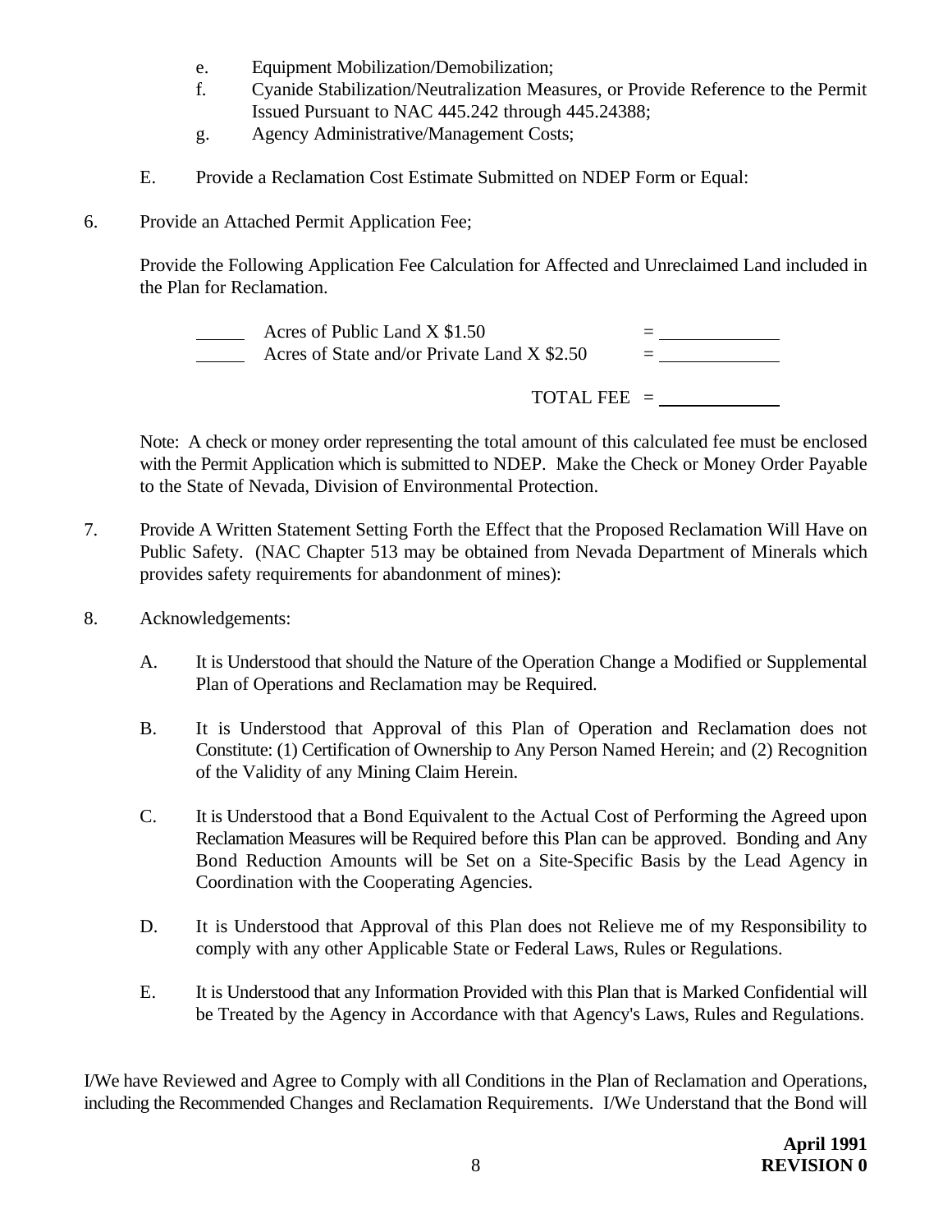e. Equipment Mobilization/Demobilization;

f. Cyanide Stabilization/Neutralization Measures, or Provide Reference to the Permit Issued Pursuant to NAC 445.242 through 445.24388;

g. Agency Administrative/Management Costs;

E. Provide a Reclamation Cost Estimate Submitted on NDEP Form or Equal:

6. Provide an Attached Permit Application Fee;

Provide the Following Application Fee Calculation for Affected and Unreclaimed Land included in the Plan for Reclamation.

_____ Acres of Public Land X $1.50 = ____________

_____ Acres of State and/or Private Land X $2.50 = ____________

TOTAL FEE = ____________

Note: A check or money order representing the total amount of this calculated fee must be enclosed with the Permit Application which is submitted to NDEP. Make the Check or Money Order Payable to the State of Nevada, Division of Environmental Protection.

7. Provide A Written Statement Setting Forth the Effect that the Proposed Reclamation Will Have on Public Safety. (NAC Chapter 513 may be obtained from Nevada Department of Minerals which provides safety requirements for abandonment of mines):

8. Acknowledgements:

A. It is Understood that should the Nature of the Operation Change a Modified or Supplemental Plan of Operations and Reclamation may be Required.

B. It is Understood that Approval of this Plan of Operation and Reclamation does not Constitute: (1) Certification of Ownership to Any Person Named Herein; and (2) Recognition of the Validity of any Mining Claim Herein.

C. It is Understood that a Bond Equivalent to the Actual Cost of Performing the Agreed upon Reclamation Measures will be Required before this Plan can be approved. Bonding and Any Bond Reduction Amounts will be Set on a Site-Specific Basis by the Lead Agency in Coordination with the Cooperating Agencies.

D. It is Understood that Approval of this Plan does not Relieve me of my Responsibility to comply with any other Applicable State or Federal Laws, Rules or Regulations.

E. It is Understood that any Information Provided with this Plan that is Marked Confidential will be Treated by the Agency in Accordance with that Agency's Laws, Rules and Regulations.

I/We have Reviewed and Agree to Comply with all Conditions in the Plan of Reclamation and Operations, including the Recommended Changes and Reclamation Requirements. I/We Understand that the Bond will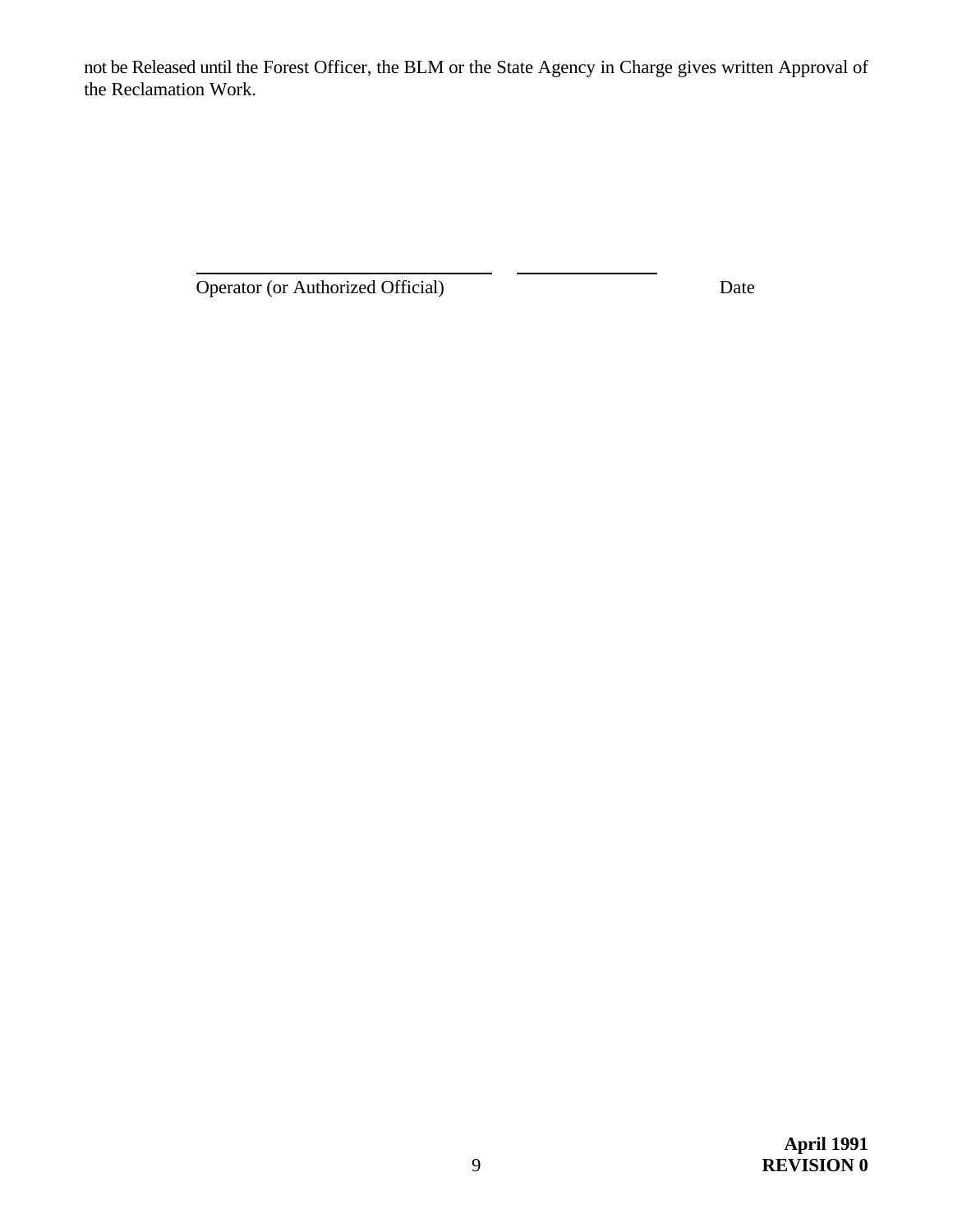not be Released until the Forest Officer, the BLM or the State Agency in Charge gives written Approval of the Reclamation Work.

\_\_\_\_\_\_\_\_\_\_\_\_\_\_\_\_\_\_\_\_\_\_\_\_\_\_\_\_\_\_\_\_\_\_ \_\_\_\_\_\_\_\_\_\_\_\_\_\_\_\_

Operator (or Authorized Official) Date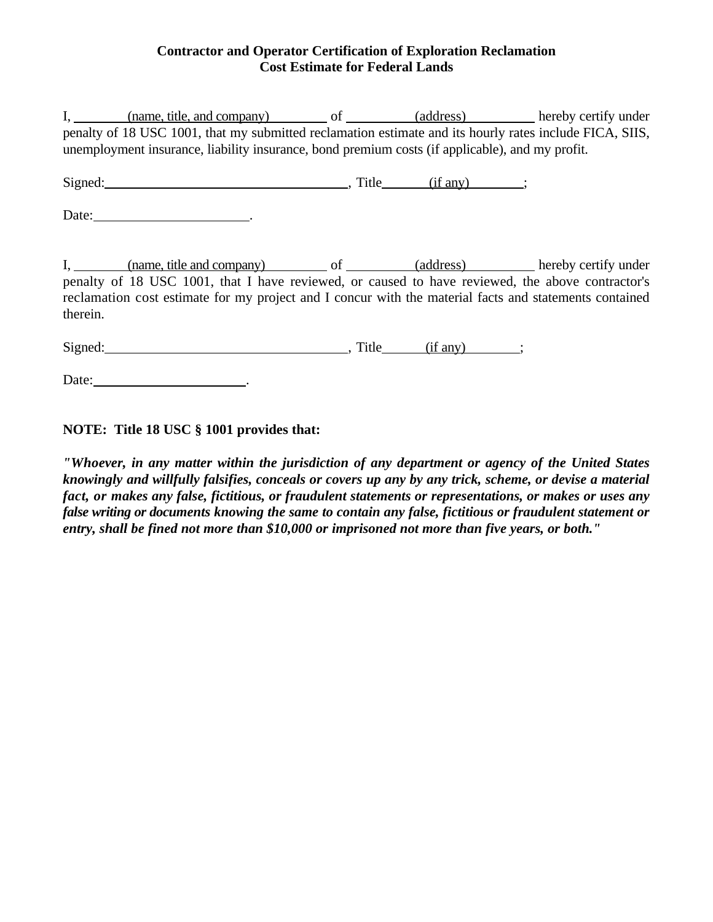**Contractor and Operator Certification of Exploration Reclamation Cost Estimate for Federal Lands**

I, ________(name, title, and company)________ of __________(address)__________ hereby certify under penalty of 18 USC 1001, that my submitted reclamation estimate and its hourly rates include FICA, SIIS, unemployment insurance, liability insurance, bond premium costs (if applicable), and my profit.

Signed:____________________________________, Title_______(if any)________;

Date:______________________.

I, ________(name, title and company)________ of __________(address)__________ hereby certify under penalty of 18 USC 1001, that I have reviewed, or caused to have reviewed, the above contractor's reclamation cost estimate for my project and I concur with the material facts and statements contained therein.

Signed:____________________________________, Title_______(if any)________;

Date:______________________.

**NOTE: Title 18 USC § 1001 provides that:**

***"Whoever, in any matter within the jurisdiction of any department or agency of the United States knowingly and willfully falsifies, conceals or covers up any by any trick, scheme, or devise a material fact, or makes any false, fictitious, or fraudulent statements or representations, or makes or uses any false writing or documents knowing the same to contain any false, fictitious or fraudulent statement or entry, shall be fined not more than $10,000 or imprisoned not more than five years, or both."***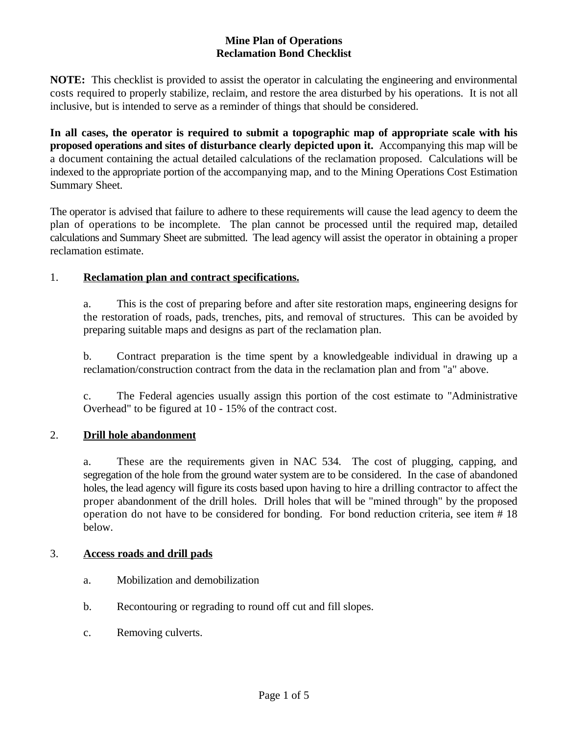# Mine Plan of Operations
## Reclamation Bond Checklist

**NOTE:** This checklist is provided to assist the operator in calculating the engineering and environmental costs required to properly stabilize, reclaim, and restore the area disturbed by his operations. It is not all inclusive, but is intended to serve as a reminder of things that should be considered.

**In all cases, the operator is required to submit a topographic map of appropriate scale with his proposed operations and sites of disturbance clearly depicted upon it.** Accompanying this map will be a document containing the actual detailed calculations of the reclamation proposed. Calculations will be indexed to the appropriate portion of the accompanying map, and to the Mining Operations Cost Estimation Summary Sheet.

The operator is advised that failure to adhere to these requirements will cause the lead agency to deem the plan of operations to be incomplete. The plan cannot be processed until the required map, detailed calculations and Summary Sheet are submitted. The lead agency will assist the operator in obtaining a proper reclamation estimate.

1. **<u>Reclamation plan and contract specifications.</u>**

   a. This is the cost of preparing before and after site restoration maps, engineering designs for the restoration of roads, pads, trenches, pits, and removal of structures. This can be avoided by preparing suitable maps and designs as part of the reclamation plan.

   b. Contract preparation is the time spent by a knowledgeable individual in drawing up a reclamation/construction contract from the data in the reclamation plan and from "a" above.

   c. The Federal agencies usually assign this portion of the cost estimate to "Administrative Overhead" to be figured at 10 - 15% of the contract cost.

2. **<u>Drill hole abandonment</u>**

   a. These are the requirements given in NAC 534. The cost of plugging, capping, and segregation of the hole from the ground water system are to be considered. In the case of abandoned holes, the lead agency will figure its costs based upon having to hire a drilling contractor to affect the proper abandonment of the drill holes. Drill holes that will be "mined through" by the proposed operation do not have to be considered for bonding. For bond reduction criteria, see item # 18 below.

3. **<u>Access roads and drill pads</u>**

   a. Mobilization and demobilization

   b. Recontouring or regrading to round off cut and fill slopes.

   c. Removing culverts.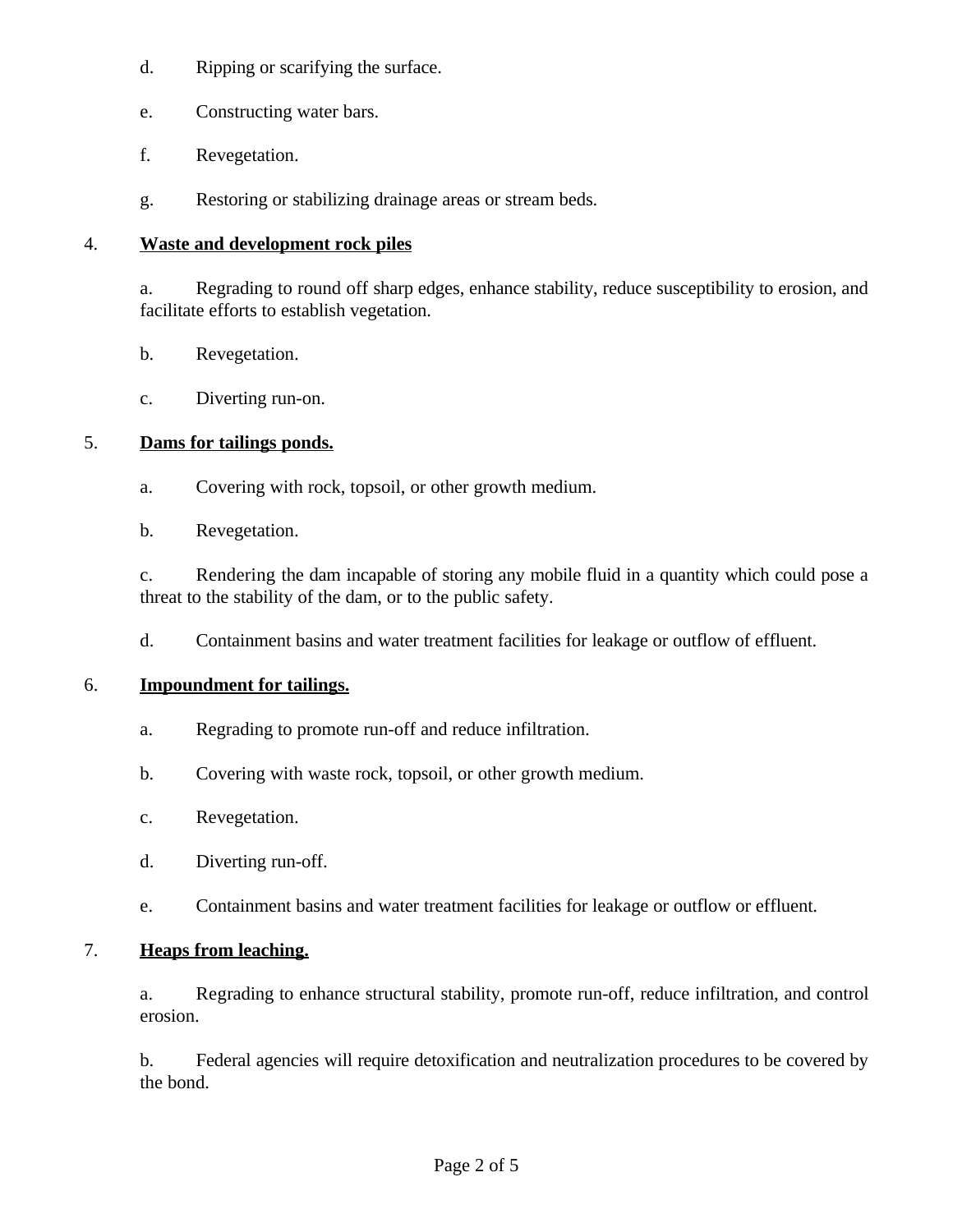d. Ripping or scarifying the surface.

e. Constructing water bars.

f. Revegetation.

g. Restoring or stabilizing drainage areas or stream beds.

4. **<u>Waste and development rock piles</u>**

a. Regrading to round off sharp edges, enhance stability, reduce susceptibility to erosion, and facilitate efforts to establish vegetation.

b. Revegetation.

c. Diverting run-on.

5. **<u>Dams for tailings ponds.</u>**

a. Covering with rock, topsoil, or other growth medium.

b. Revegetation.

c. Rendering the dam incapable of storing any mobile fluid in a quantity which could pose a threat to the stability of the dam, or to the public safety.

d. Containment basins and water treatment facilities for leakage or outflow of effluent.

6. **<u>Impoundment for tailings.</u>**

a. Regrading to promote run-off and reduce infiltration.

b. Covering with waste rock, topsoil, or other growth medium.

c. Revegetation.

d. Diverting run-off.

e. Containment basins and water treatment facilities for leakage or outflow or effluent.

7. **<u>Heaps from leaching.</u>**

a. Regrading to enhance structural stability, promote run-off, reduce infiltration, and control erosion.

b. Federal agencies will require detoxification and neutralization procedures to be covered by the bond.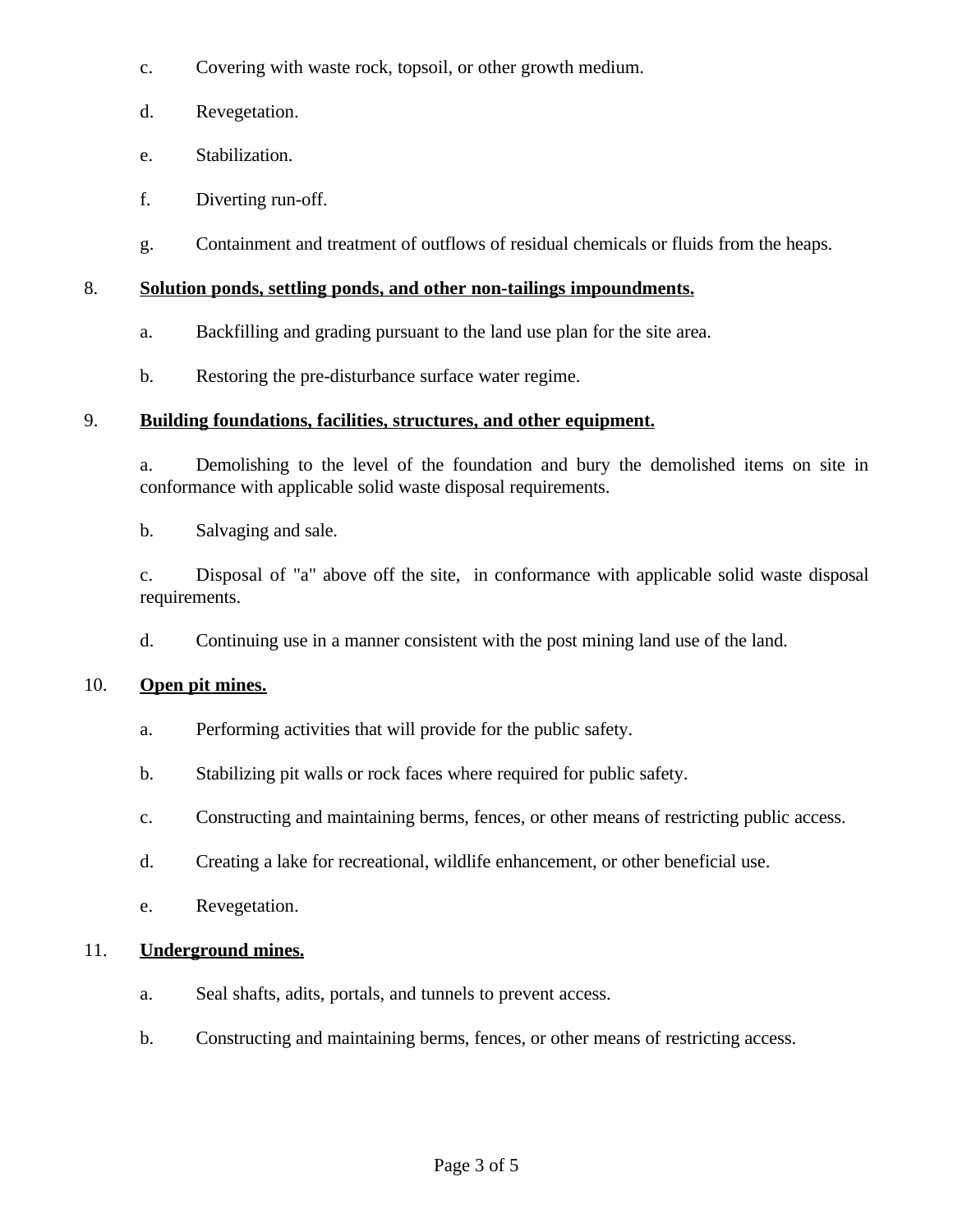c. Covering with waste rock, topsoil, or other growth medium.

d. Revegetation.

e. Stabilization.

f. Diverting run-off.

g. Containment and treatment of outflows of residual chemicals or fluids from the heaps.

8. **Solution ponds, settling ponds, and other non-tailings impoundments.**

   a. Backfilling and grading pursuant to the land use plan for the site area.

   b. Restoring the pre-disturbance surface water regime.

9. **Building foundations, facilities, structures, and other equipment.**

   a. Demolishing to the level of the foundation and bury the demolished items on site in conformance with applicable solid waste disposal requirements.

   b. Salvaging and sale.

   c. Disposal of "a" above off the site, in conformance with applicable solid waste disposal requirements.

   d. Continuing use in a manner consistent with the post mining land use of the land.

10. **Open pit mines.**

    a. Performing activities that will provide for the public safety.

    b. Stabilizing pit walls or rock faces where required for public safety.

    c. Constructing and maintaining berms, fences, or other means of restricting public access.

    d. Creating a lake for recreational, wildlife enhancement, or other beneficial use.

    e. Revegetation.

11. **Underground mines.**

    a. Seal shafts, adits, portals, and tunnels to prevent access.

    b. Constructing and maintaining berms, fences, or other means of restricting access.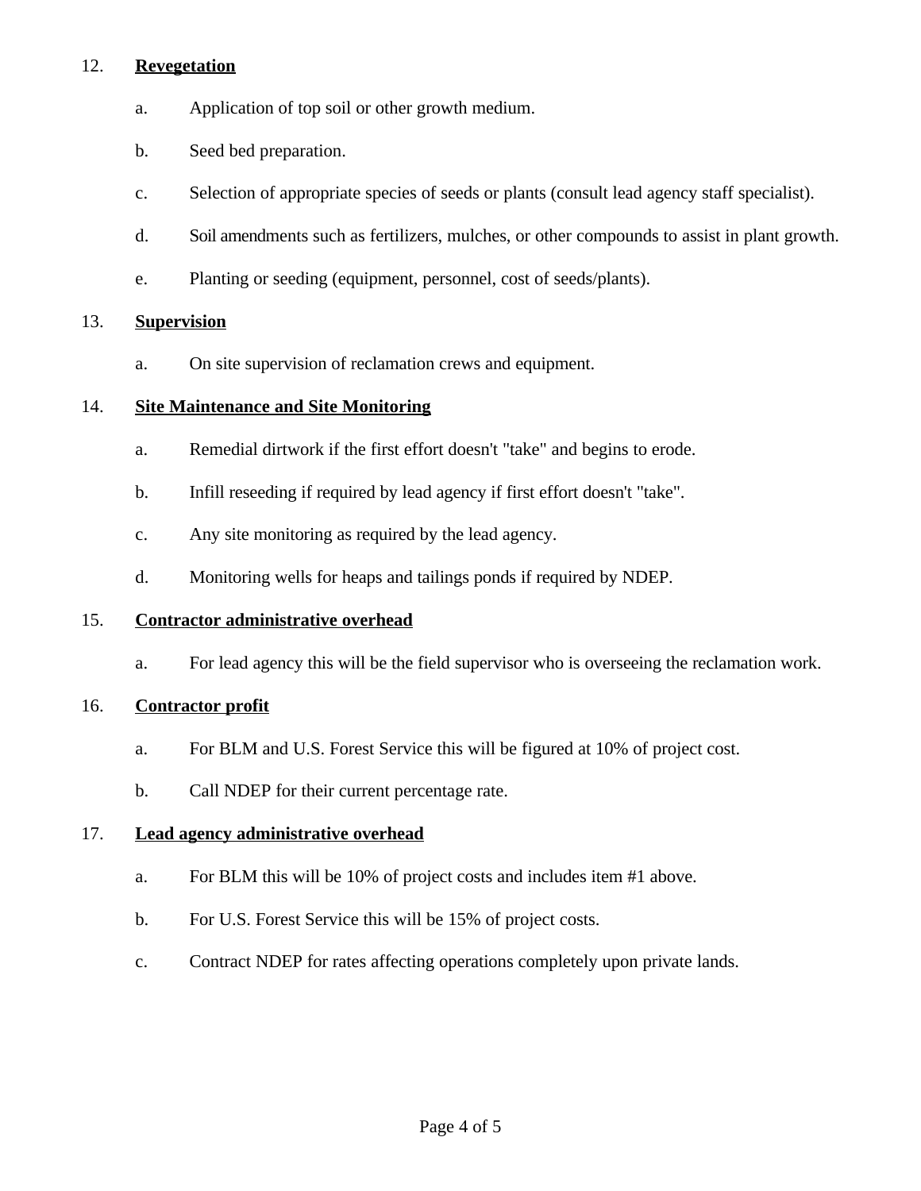12. **<u>Revegetation</u>**

    a. Application of top soil or other growth medium.

    b. Seed bed preparation.

    c. Selection of appropriate species of seeds or plants (consult lead agency staff specialist).

    d. Soil amendments such as fertilizers, mulches, or other compounds to assist in plant growth.

    e. Planting or seeding (equipment, personnel, cost of seeds/plants).

13. **<u>Supervision</u>**

    a. On site supervision of reclamation crews and equipment.

14. **<u>Site Maintenance and Site Monitoring</u>**

    a. Remedial dirtwork if the first effort doesn't "take" and begins to erode.

    b. Infill reseeding if required by lead agency if first effort doesn't "take".

    c. Any site monitoring as required by the lead agency.

    d. Monitoring wells for heaps and tailings ponds if required by NDEP.

15. **<u>Contractor administrative overhead</u>**

    a. For lead agency this will be the field supervisor who is overseeing the reclamation work.

16. **<u>Contractor profit</u>**

    a. For BLM and U.S. Forest Service this will be figured at 10% of project cost.

    b. Call NDEP for their current percentage rate.

17. **<u>Lead agency administrative overhead</u>**

    a. For BLM this will be 10% of project costs and includes item #1 above.

    b. For U.S. Forest Service this will be 15% of project costs.

    c. Contract NDEP for rates affecting operations completely upon private lands.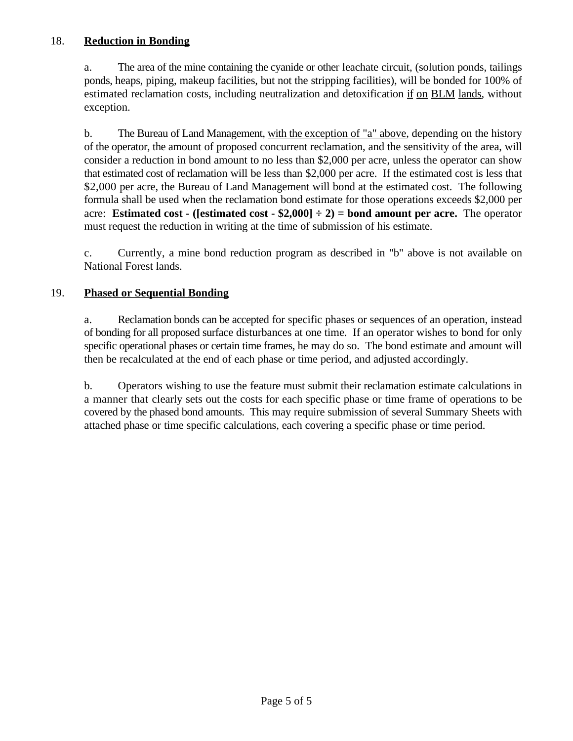18. **<u>Reduction in Bonding</u>**

a. The area of the mine containing the cyanide or other leachate circuit, (solution ponds, tailings ponds, heaps, piping, makeup facilities, but not the stripping facilities), will be bonded for 100% of estimated reclamation costs, including neutralization and detoxification <u>if</u> <u>on</u> <u>BLM</u> <u>lands</u>, without exception.

b. The Bureau of Land Management, <u>with the exception of "a" above</u>, depending on the history of the operator, the amount of proposed concurrent reclamation, and the sensitivity of the area, will consider a reduction in bond amount to no less than $2,000 per acre, unless the operator can show that estimated cost of reclamation will be less than $2,000 per acre. If the estimated cost is less that $2,000 per acre, the Bureau of Land Management will bond at the estimated cost. The following formula shall be used when the reclamation bond estimate for those operations exceeds $2,000 per acre: **Estimated cost - ([estimated cost - $2,000] ÷ 2) = bond amount per acre.** The operator must request the reduction in writing at the time of submission of his estimate.

c. Currently, a mine bond reduction program as described in "b" above is not available on National Forest lands.

19. **<u>Phased or Sequential Bonding</u>**

a. Reclamation bonds can be accepted for specific phases or sequences of an operation, instead of bonding for all proposed surface disturbances at one time. If an operator wishes to bond for only specific operational phases or certain time frames, he may do so. The bond estimate and amount will then be recalculated at the end of each phase or time period, and adjusted accordingly.

b. Operators wishing to use the feature must submit their reclamation estimate calculations in a manner that clearly sets out the costs for each specific phase or time frame of operations to be covered by the phased bond amounts. This may require submission of several Summary Sheets with attached phase or time specific calculations, each covering a specific phase or time period.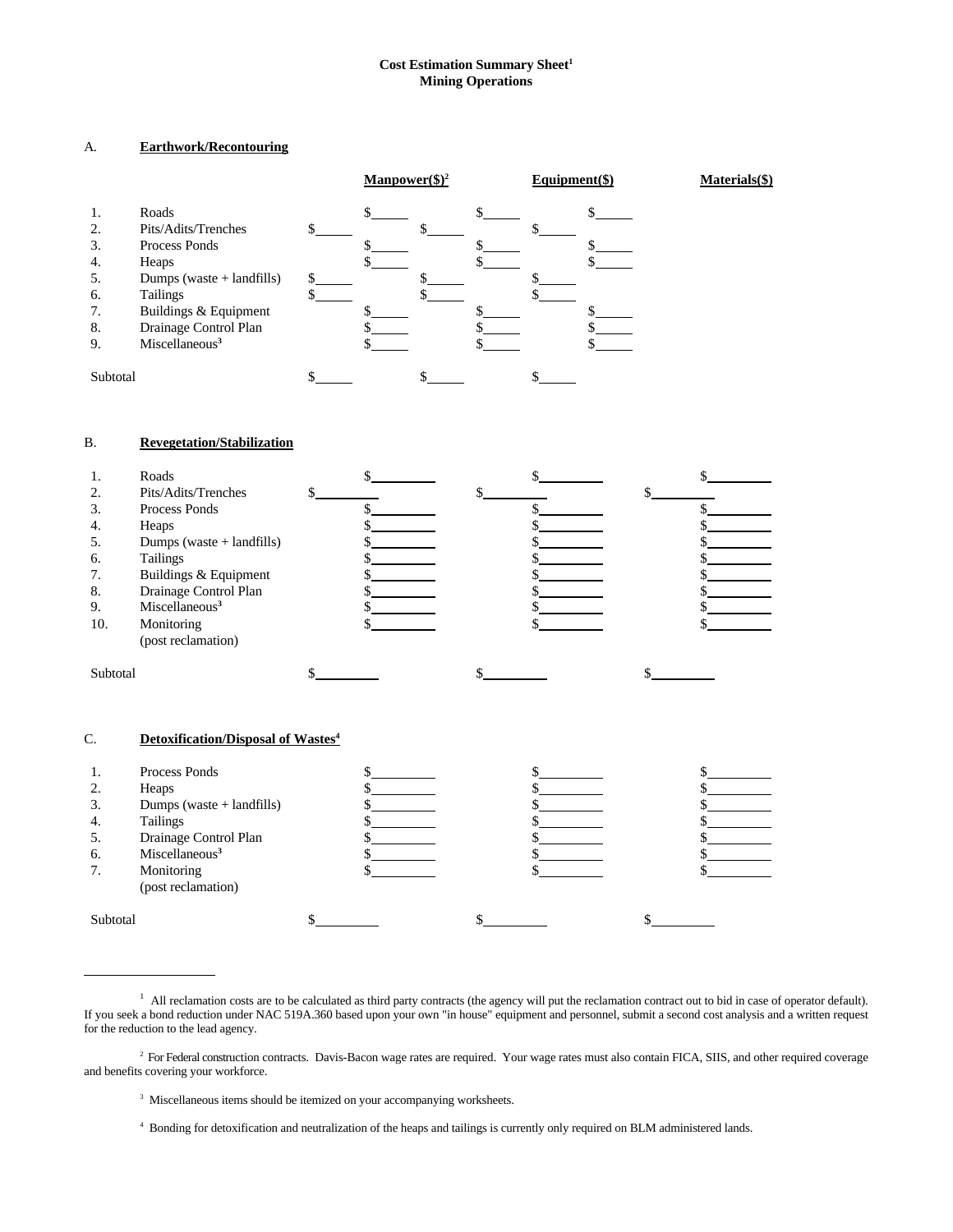**Cost Estimation Summary Sheet[1]**
**Mining Operations**

A. **Earthwork/Recontouring**

| | | Manpower($)[2] | Equipment($) | Materials($) |
|---|---|---|---|---|
| 1. | Roads | $_____ | $_____ | $_____ |
| 2. | Pits/Adits/Trenches | $_____ | $_____ | $_____ |
| 3. | Process Ponds | $_____ | $_____ | $_____ |
| 4. | Heaps | $_____ | $_____ | $_____ |
| 5. | Dumps (waste + landfills) | $_____ | $_____ | $_____ |
| 6. | Tailings | $_____ | $_____ | $_____ |
| 7. | Buildings & Equipment | $_____ | $_____ | $_____ |
| 8. | Drainage Control Plan | $_____ | $_____ | $_____ |
| 9. | Miscellaneous[3] | $_____ | $_____ | $_____ |
| Subtotal | | $_____ | $_____ | $_____ |

B. **Revegetation/Stabilization**

| | | Manpower($) | Equipment($) | Materials($) |
|---|---|---|---|---|
| 1. | Roads | $_____ | $_____ | $_____ |
| 2. | Pits/Adits/Trenches | $_____ | $_____ | $_____ |
| 3. | Process Ponds | $_____ | $_____ | $_____ |
| 4. | Heaps | $_____ | $_____ | $_____ |
| 5. | Dumps (waste + landfills) | $_____ | $_____ | $_____ |
| 6. | Tailings | $_____ | $_____ | $_____ |
| 7. | Buildings & Equipment | $_____ | $_____ | $_____ |
| 8. | Drainage Control Plan | $_____ | $_____ | $_____ |
| 9. | Miscellaneous[3] | $_____ | $_____ | $_____ |
| 10. | Monitoring (post reclamation) | $_____ | $_____ | $_____ |
| Subtotal | | $_____ | $_____ | $_____ |

C. **Detoxification/Disposal of Wastes[4]**

| | | Manpower($) | Equipment($) | Materials($) |
|---|---|---|---|---|
| 1. | Process Ponds | $_____ | $_____ | $_____ |
| 2. | Heaps | $_____ | $_____ | $_____ |
| 3. | Dumps (waste + landfills) | $_____ | $_____ | $_____ |
| 4. | Tailings | $_____ | $_____ | $_____ |
| 5. | Drainage Control Plan | $_____ | $_____ | $_____ |
| 6. | Miscellaneous[3] | $_____ | $_____ | $_____ |
| 7. | Monitoring (post reclamation) | $_____ | $_____ | $_____ |
| Subtotal | | $_____ | $_____ | $_____ |

---

[1] All reclamation costs are to be calculated as third party contracts (the agency will put the reclamation contract out to bid in case of operator default). If you seek a bond reduction under NAC 519A.360 based upon your own "in house" equipment and personnel, submit a second cost analysis and a written request for the reduction to the lead agency.

[2] For Federal construction contracts. Davis-Bacon wage rates are required. Your wage rates must also contain FICA, SIIS, and other required coverage and benefits covering your workforce.

[3] Miscellaneous items should be itemized on your accompanying worksheets.

[4] Bonding for detoxification and neutralization of the heaps and tailings is currently only required on BLM administered lands.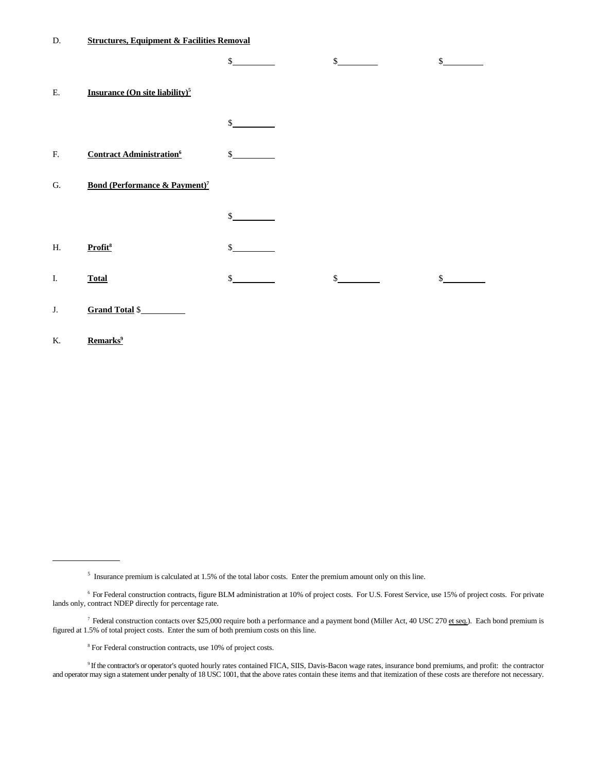D. **Structures, Equipment & Facilities Removal**

$\_\_\_\_\_\_\_\_\_\_ $\_\_\_\_\_\_\_\_\_\_ $\_\_\_\_\_\_\_\_\_\_

E. **Insurance (On site liability)**[5]

$\_\_\_\_\_\_\_\_\_\_

F. **Contract Administration**[6] $\_\_\_\_\_\_\_\_\_\_

G. **Bond (Performance & Payment)**[7]

$\_\_\_\_\_\_\_\_\_\_

H. **Profit**[8] $\_\_\_\_\_\_\_\_\_\_

I. **Total** $\_\_\_\_\_\_\_\_\_\_ $\_\_\_\_\_\_\_\_\_\_ $\_\_\_\_\_\_\_\_\_\_

J. **Grand Total** $\_\_\_\_\_\_\_\_\_\_

K. **Remarks**[9]

---

[5] Insurance premium is calculated at 1.5% of the total labor costs. Enter the premium amount only on this line.

[6] For Federal construction contracts, figure BLM administration at 10% of project costs. For U.S. Forest Service, use 15% of project costs. For private lands only, contract NDEP directly for percentage rate.

[7] Federal construction contacts over $25,000 require both a performance and a payment bond (Miller Act, 40 USC 270 et seq.). Each bond premium is figured at 1.5% of total project costs. Enter the sum of both premium costs on this line.

[8] For Federal construction contracts, use 10% of project costs.

[9] If the contractor's or operator's quoted hourly rates contained FICA, SIIS, Davis-Bacon wage rates, insurance bond premiums, and profit: the contractor and operator may sign a statement under penalty of 18 USC 1001, that the above rates contain these items and that itemization of these costs are therefore not necessary.